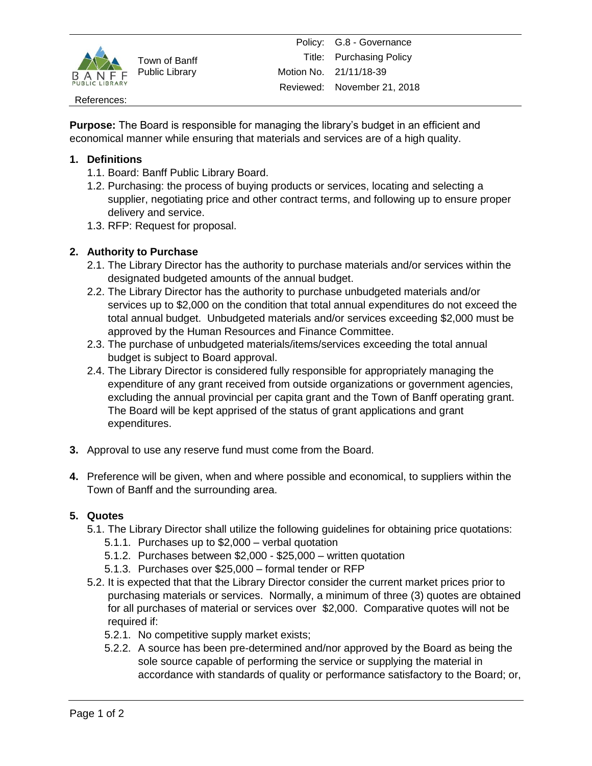| | | |
|---|---|---|
| Town of Banff Public Library | Policy: | G.8 - Governance |
| | Title: | Purchasing Policy |
| | Motion No. | 21/11/18-39 |
| | Reviewed: | November 21, 2018 |
| References: | | |

**Purpose:** The Board is responsible for managing the library's budget in an efficient and economical manner while ensuring that materials and services are of a high quality.

**1. Definitions**

1.1. Board: Banff Public Library Board.

1.2. Purchasing: the process of buying products or services, locating and selecting a supplier, negotiating price and other contract terms, and following up to ensure proper delivery and service.

1.3. RFP: Request for proposal.

**2. Authority to Purchase**

2.1. The Library Director has the authority to purchase materials and/or services within the designated budgeted amounts of the annual budget.

2.2. The Library Director has the authority to purchase unbudgeted materials and/or services up to $2,000 on the condition that total annual expenditures do not exceed the total annual budget. Unbudgeted materials and/or services exceeding $2,000 must be approved by the Human Resources and Finance Committee.

2.3. The purchase of unbudgeted materials/items/services exceeding the total annual budget is subject to Board approval.

2.4. The Library Director is considered fully responsible for appropriately managing the expenditure of any grant received from outside organizations or government agencies, excluding the annual provincial per capita grant and the Town of Banff operating grant. The Board will be kept apprised of the status of grant applications and grant expenditures.

**3.** Approval to use any reserve fund must come from the Board.

**4.** Preference will be given, when and where possible and economical, to suppliers within the Town of Banff and the surrounding area.

**5. Quotes**

5.1. The Library Director shall utilize the following guidelines for obtaining price quotations:

5.1.1. Purchases up to $2,000 – verbal quotation

5.1.2. Purchases between $2,000 - $25,000 – written quotation

5.1.3. Purchases over $25,000 – formal tender or RFP

5.2. It is expected that that the Library Director consider the current market prices prior to purchasing materials or services. Normally, a minimum of three (3) quotes are obtained for all purchases of material or services over $2,000. Comparative quotes will not be required if:

5.2.1. No competitive supply market exists;

5.2.2. A source has been pre-determined and/nor approved by the Board as being the sole source capable of performing the service or supplying the material in accordance with standards of quality or performance satisfactory to the Board; or,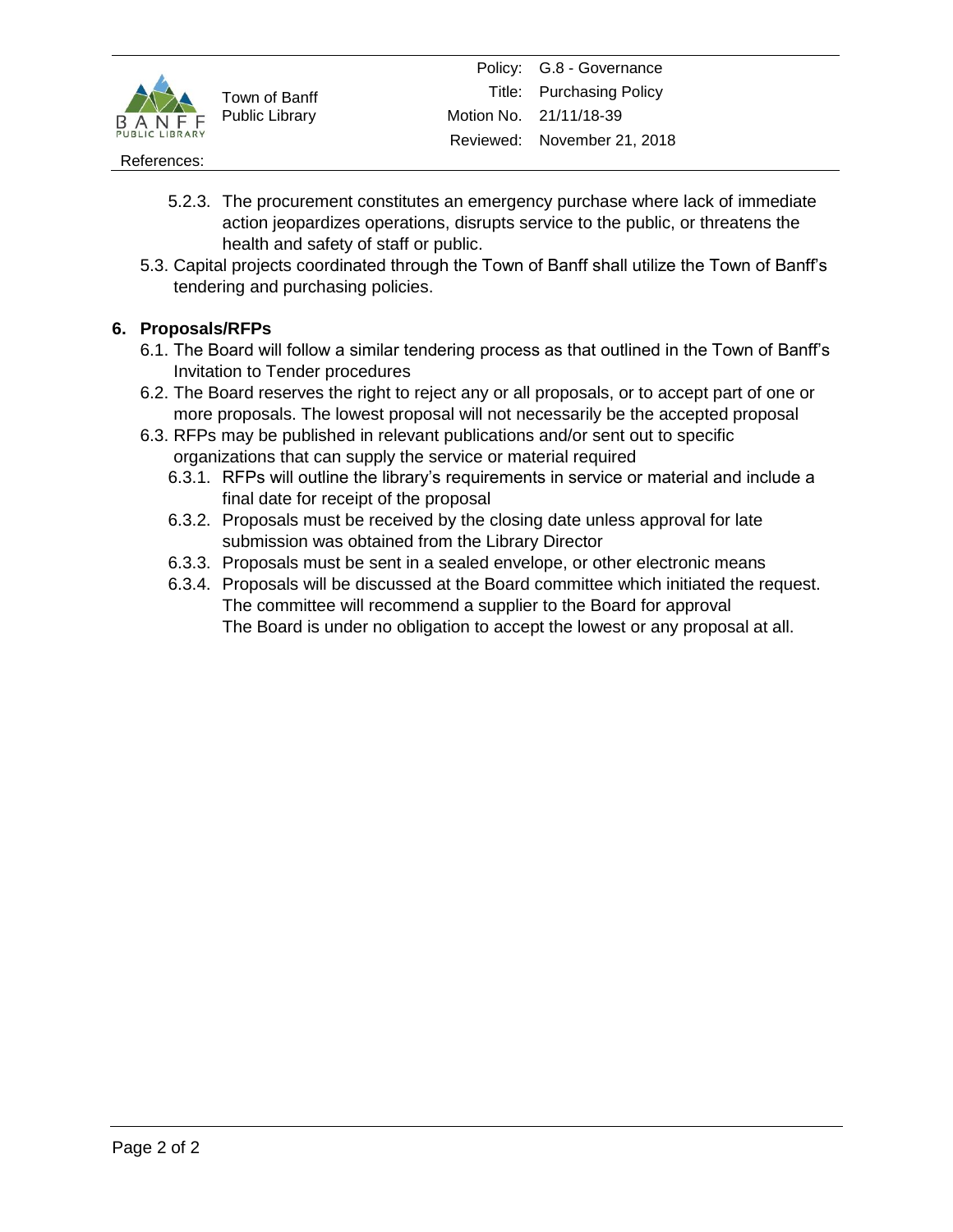5.2.3. The procurement constitutes an emergency purchase where lack of immediate action jeopardizes operations, disrupts service to the public, or threatens the health and safety of staff or public.

5.3. Capital projects coordinated through the Town of Banff shall utilize the Town of Banff's tendering and purchasing policies.

## 6. Proposals/RFPs

6.1. The Board will follow a similar tendering process as that outlined in the Town of Banff's Invitation to Tender procedures

6.2. The Board reserves the right to reject any or all proposals, or to accept part of one or more proposals. The lowest proposal will not necessarily be the accepted proposal

6.3. RFPs may be published in relevant publications and/or sent out to specific organizations that can supply the service or material required

6.3.1. RFPs will outline the library's requirements in service or material and include a final date for receipt of the proposal

6.3.2. Proposals must be received by the closing date unless approval for late submission was obtained from the Library Director

6.3.3. Proposals must be sent in a sealed envelope, or other electronic means

6.3.4. Proposals will be discussed at the Board committee which initiated the request. The committee will recommend a supplier to the Board for approval
The Board is under no obligation to accept the lowest or any proposal at all.